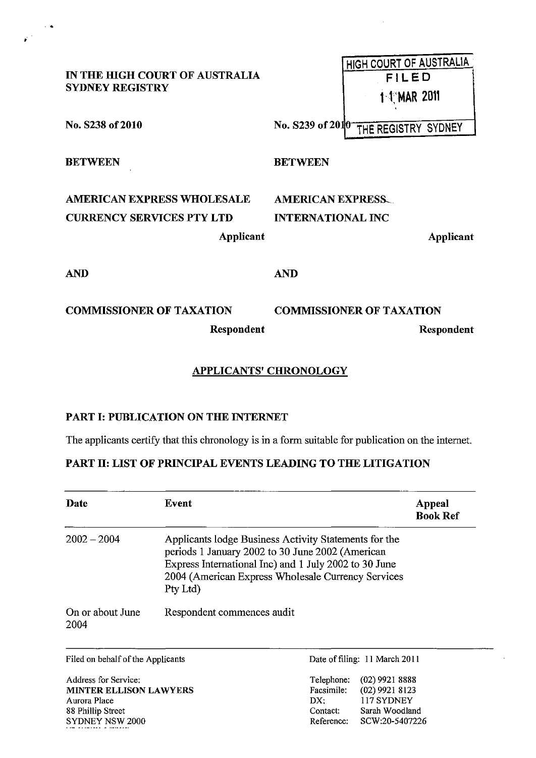IN THE HIGH COURT OF AUSTRALIA
SYDNEY REGISTRY

HIGH COURT OF AUSTRALIA
FILED
11 MAR 2011
THE REGISTRY SYDNEY

| No. S238 of 2010 | No. S239 of 2010 |
|---|---|
| BETWEEN | BETWEEN |
| AMERICAN EXPRESS WHOLESALE CURRENCY SERVICES PTY LTD | AMERICAN EXPRESS INTERNATIONAL INC |
| Applicant | Applicant |
| AND | AND |
| COMMISSIONER OF TAXATION | COMMISSIONER OF TAXATION |
| Respondent | Respondent |

## APPLICANTS' CHRONOLOGY

### PART I: PUBLICATION ON THE INTERNET

The applicants certify that this chronology is in a form suitable for publication on the internet.

### PART II: LIST OF PRINCIPAL EVENTS LEADING TO THE LITIGATION

| Date | Event | Appeal Book Ref |
|---|---|---|
| 2002 – 2004 | Applicants lodge Business Activity Statements for the periods 1 January 2002 to 30 June 2002 (American Express International Inc) and 1 July 2002 to 30 June 2004 (American Express Wholesale Currency Services Pty Ltd) | |
| On or about June 2004 | Respondent commences audit | |

Filed on behalf of the Applicants

Address for Service:
**MINTER ELLISON LAWYERS**
Aurora Place
88 Phillip Street
SYDNEY NSW 2000

Date of filing: 11 March 2011

Telephone: (02) 9921 8888
Facsimile: (02) 9921 8123
DX: 117 SYDNEY
Contact: Sarah Woodland
Reference: SCW:20-5407226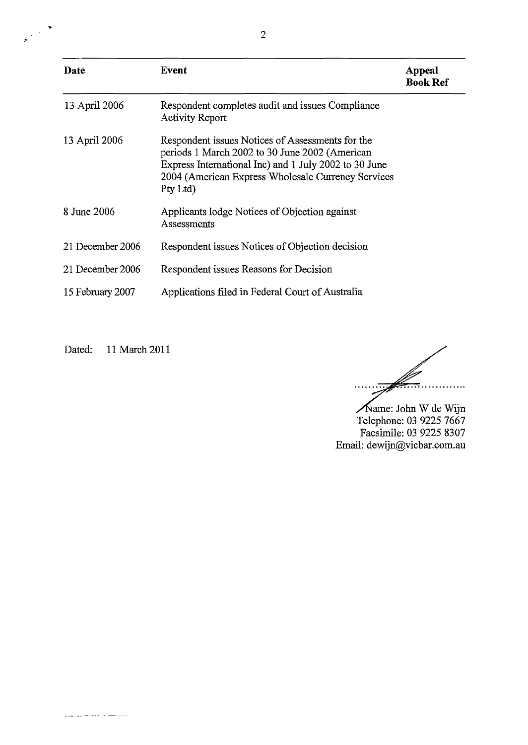| Date | Event | Appeal Book Ref |
| --- | --- | --- |
| 13 April 2006 | Respondent completes audit and issues Compliance Activity Report | |
| 13 April 2006 | Respondent issues Notices of Assessments for the periods 1 March 2002 to 30 June 2002 (American Express International Inc) and 1 July 2002 to 30 June 2004 (American Express Wholesale Currency Services Pty Ltd) | |
| 8 June 2006 | Applicants lodge Notices of Objection against Assessments | |
| 21 December 2006 | Respondent issues Notices of Objection decision | |
| 21 December 2006 | Respondent issues Reasons for Decision | |
| 15 February 2007 | Applications filed in Federal Court of Australia | |

Dated: 11 March 2011

..............................

Name: John W de Wijn
Telephone: 03 9225 7667
Facsimile: 03 9225 8307
Email: dewijn@vicbar.com.au